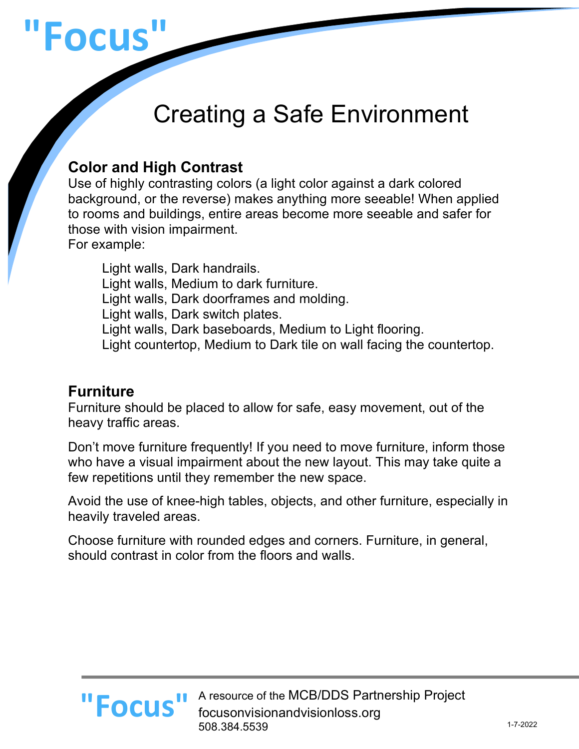# "Focus"

## Creating a Safe Environment

### Color and High Contrast

Use of highly contrasting colors (a light color against a dark colored background, or the reverse) makes anything more seeable! When applied to rooms and buildings, entire areas become more seeable and safer for those with vision impairment.
For example:

Light walls, Dark handrails.
Light walls, Medium to dark furniture.
Light walls, Dark doorframes and molding.
Light walls, Dark switch plates.
Light walls, Dark baseboards, Medium to Light flooring.
Light countertop, Medium to Dark tile on wall facing the countertop.

### Furniture

Furniture should be placed to allow for safe, easy movement, out of the heavy traffic areas.

Don't move furniture frequently! If you need to move furniture, inform those who have a visual impairment about the new layout. This may take quite a few repetitions until they remember the new space.

Avoid the use of knee-high tables, objects, and other furniture, especially in heavily traveled areas.

Choose furniture with rounded edges and corners. Furniture, in general, should contrast in color from the floors and walls.

"Focus" A resource of the MCB/DDS Partnership Project
focusonvisionandvisionloss.org
508.384.5539

1-7-2022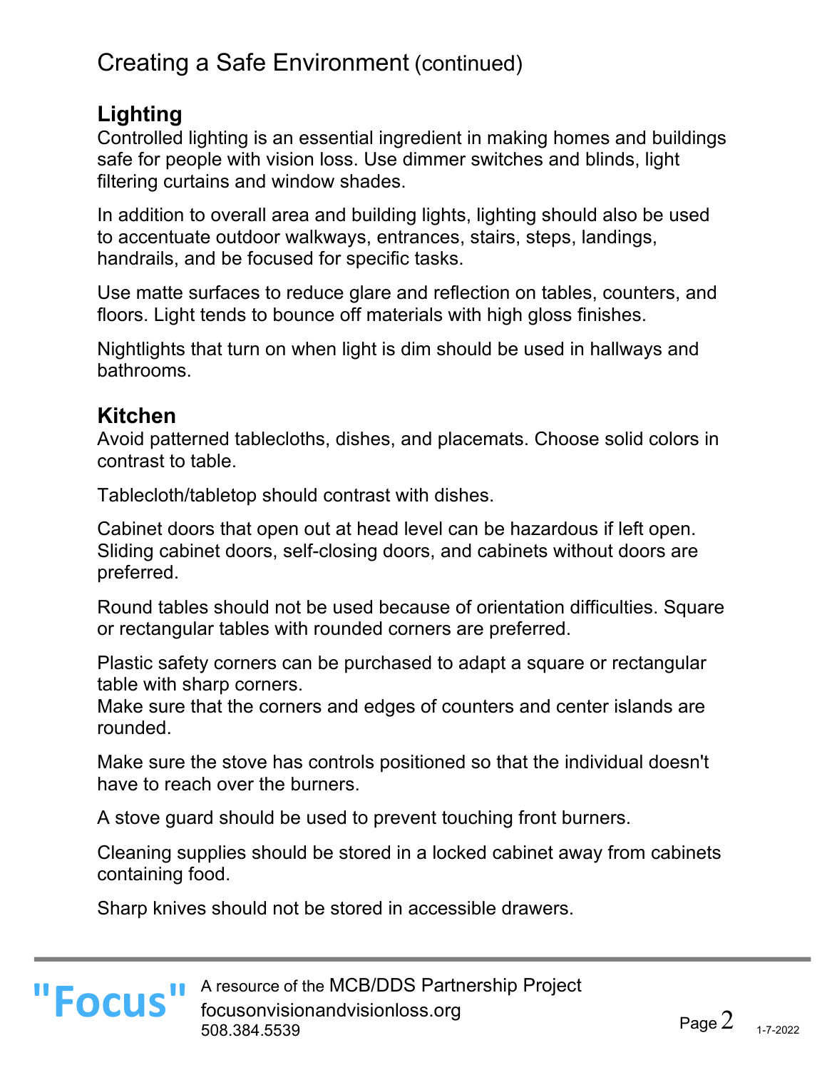# Creating a Safe Environment (continued)

## Lighting

Controlled lighting is an essential ingredient in making homes and buildings safe for people with vision loss. Use dimmer switches and blinds, light filtering curtains and window shades.

In addition to overall area and building lights, lighting should also be used to accentuate outdoor walkways, entrances, stairs, steps, landings, handrails, and be focused for specific tasks.

Use matte surfaces to reduce glare and reflection on tables, counters, and floors. Light tends to bounce off materials with high gloss finishes.

Nightlights that turn on when light is dim should be used in hallways and bathrooms.

## Kitchen

Avoid patterned tablecloths, dishes, and placemats. Choose solid colors in contrast to table.

Tablecloth/tabletop should contrast with dishes.

Cabinet doors that open out at head level can be hazardous if left open. Sliding cabinet doors, self-closing doors, and cabinets without doors are preferred.

Round tables should not be used because of orientation difficulties. Square or rectangular tables with rounded corners are preferred.

Plastic safety corners can be purchased to adapt a square or rectangular table with sharp corners.
Make sure that the corners and edges of counters and center islands are rounded.

Make sure the stove has controls positioned so that the individual doesn't have to reach over the burners.

A stove guard should be used to prevent touching front burners.

Cleaning supplies should be stored in a locked cabinet away from cabinets containing food.

Sharp knives should not be stored in accessible drawers.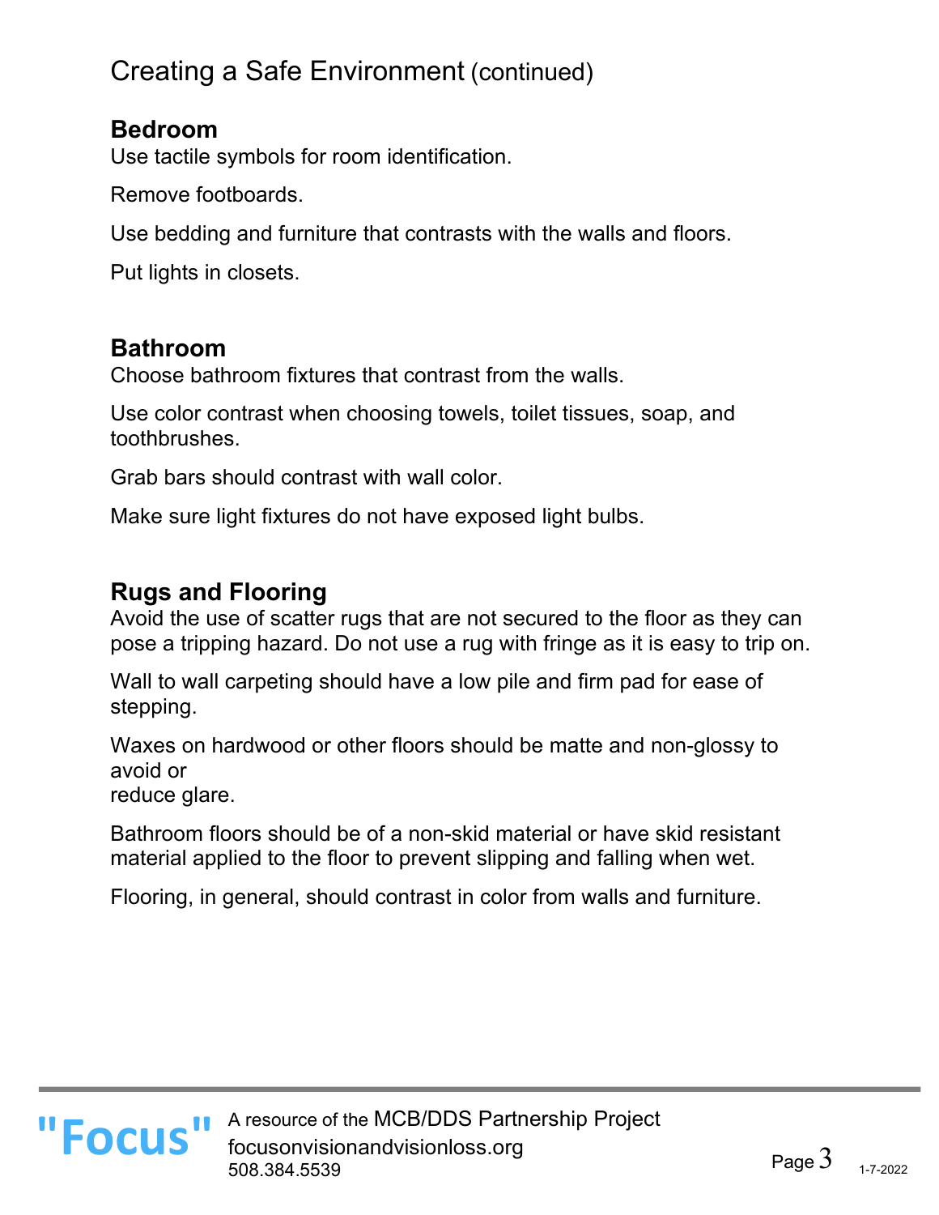# Creating a Safe Environment (continued)

## Bedroom

Use tactile symbols for room identification.

Remove footboards.

Use bedding and furniture that contrasts with the walls and floors.

Put lights in closets.

## Bathroom

Choose bathroom fixtures that contrast from the walls.

Use color contrast when choosing towels, toilet tissues, soap, and toothbrushes.

Grab bars should contrast with wall color.

Make sure light fixtures do not have exposed light bulbs.

## Rugs and Flooring

Avoid the use of scatter rugs that are not secured to the floor as they can pose a tripping hazard. Do not use a rug with fringe as it is easy to trip on.

Wall to wall carpeting should have a low pile and firm pad for ease of stepping.

Waxes on hardwood or other floors should be matte and non-glossy to avoid or reduce glare.

Bathroom floors should be of a non-skid material or have skid resistant material applied to the floor to prevent slipping and falling when wet.

Flooring, in general, should contrast in color from walls and furniture.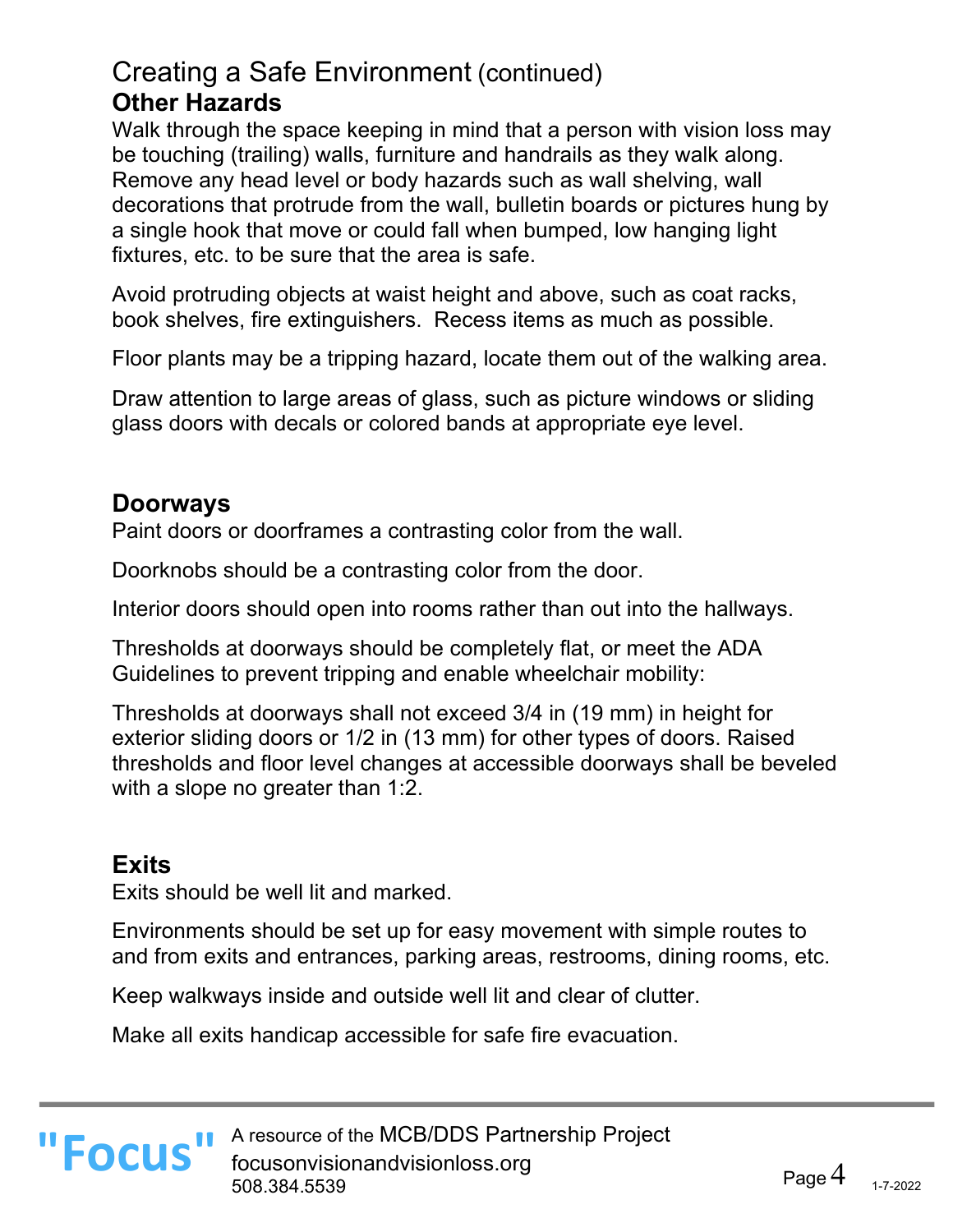# Creating a Safe Environment (continued)

## Other Hazards

Walk through the space keeping in mind that a person with vision loss may be touching (trailing) walls, furniture and handrails as they walk along. Remove any head level or body hazards such as wall shelving, wall decorations that protrude from the wall, bulletin boards or pictures hung by a single hook that move or could fall when bumped, low hanging light fixtures, etc. to be sure that the area is safe.

Avoid protruding objects at waist height and above, such as coat racks, book shelves, fire extinguishers. Recess items as much as possible.

Floor plants may be a tripping hazard, locate them out of the walking area.

Draw attention to large areas of glass, such as picture windows or sliding glass doors with decals or colored bands at appropriate eye level.

## Doorways

Paint doors or doorframes a contrasting color from the wall.

Doorknobs should be a contrasting color from the door.

Interior doors should open into rooms rather than out into the hallways.

Thresholds at doorways should be completely flat, or meet the ADA Guidelines to prevent tripping and enable wheelchair mobility:

Thresholds at doorways shall not exceed 3/4 in (19 mm) in height for exterior sliding doors or 1/2 in (13 mm) for other types of doors. Raised thresholds and floor level changes at accessible doorways shall be beveled with a slope no greater than 1:2.

## Exits

Exits should be well lit and marked.

Environments should be set up for easy movement with simple routes to and from exits and entrances, parking areas, restrooms, dining rooms, etc.

Keep walkways inside and outside well lit and clear of clutter.

Make all exits handicap accessible for safe fire evacuation.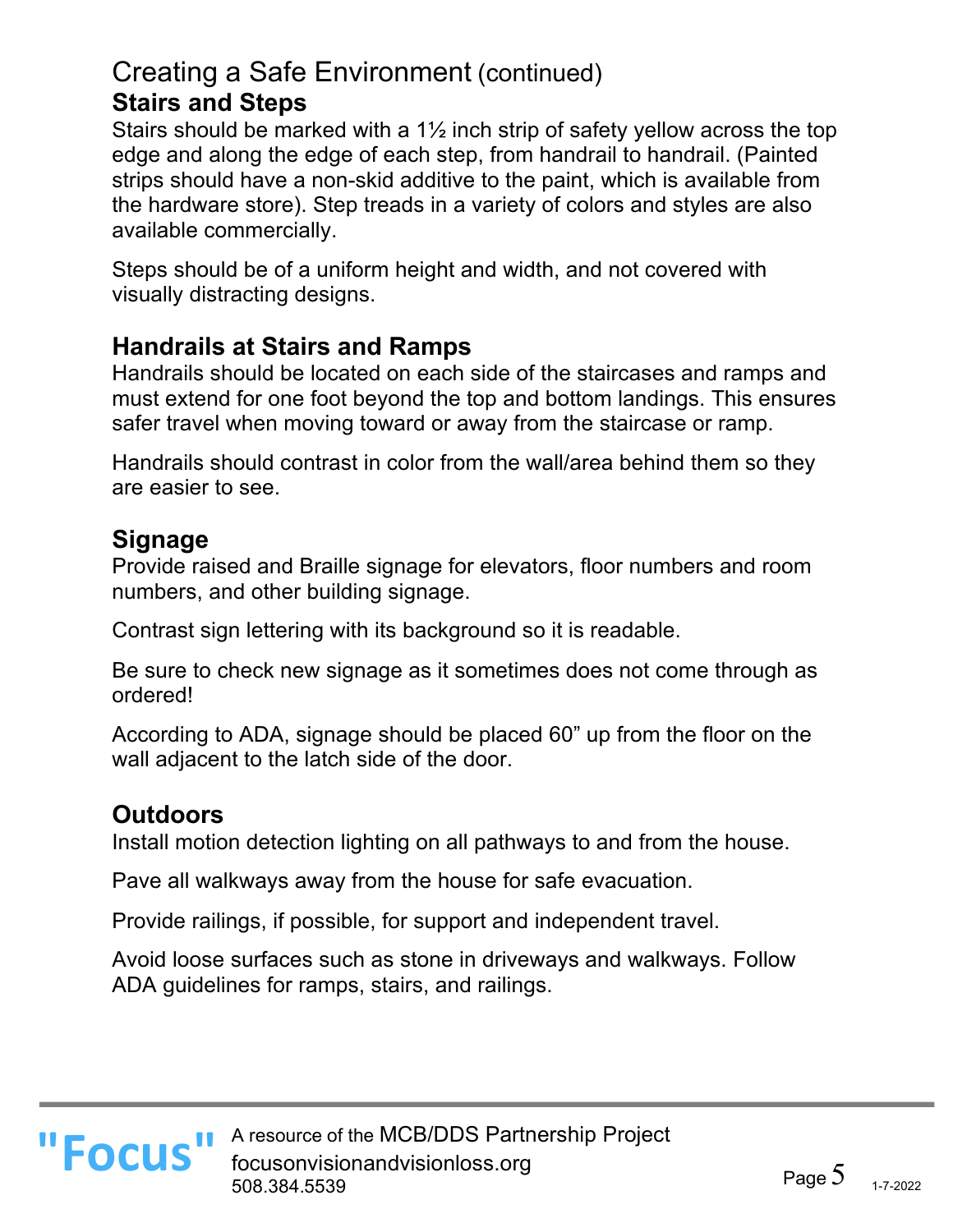# Creating a Safe Environment (continued)

## Stairs and Steps

Stairs should be marked with a 1½ inch strip of safety yellow across the top edge and along the edge of each step, from handrail to handrail. (Painted strips should have a non-skid additive to the paint, which is available from the hardware store). Step treads in a variety of colors and styles are also available commercially.

Steps should be of a uniform height and width, and not covered with visually distracting designs.

## Handrails at Stairs and Ramps

Handrails should be located on each side of the staircases and ramps and must extend for one foot beyond the top and bottom landings. This ensures safer travel when moving toward or away from the staircase or ramp.

Handrails should contrast in color from the wall/area behind them so they are easier to see.

## Signage

Provide raised and Braille signage for elevators, floor numbers and room numbers, and other building signage.

Contrast sign lettering with its background so it is readable.

Be sure to check new signage as it sometimes does not come through as ordered!

According to ADA, signage should be placed 60” up from the floor on the wall adjacent to the latch side of the door.

## Outdoors

Install motion detection lighting on all pathways to and from the house.

Pave all walkways away from the house for safe evacuation.

Provide railings, if possible, for support and independent travel.

Avoid loose surfaces such as stone in driveways and walkways. Follow ADA guidelines for ramps, stairs, and railings.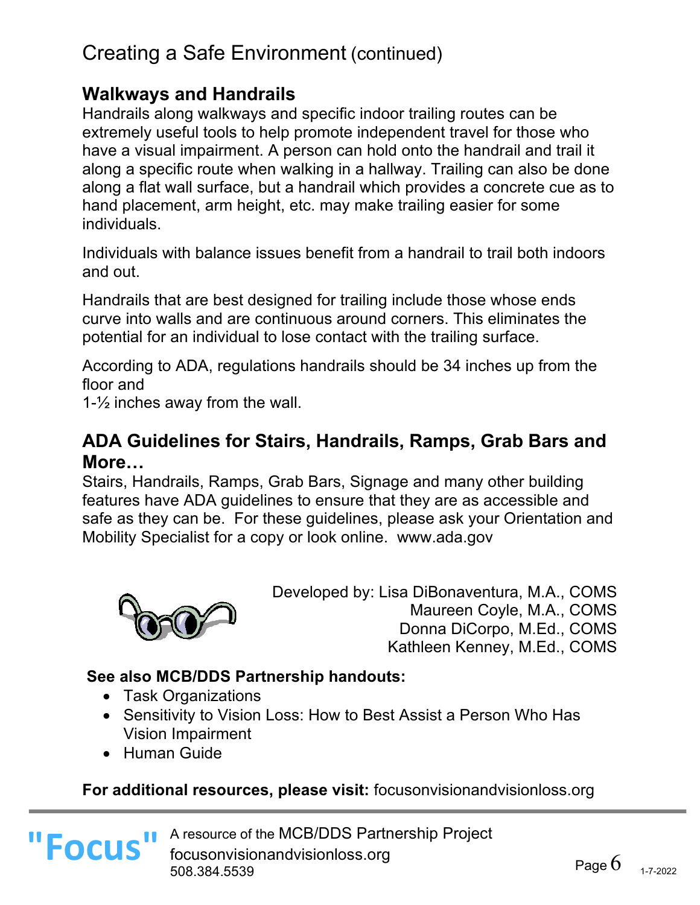# Creating a Safe Environment (continued)

## Walkways and Handrails

Handrails along walkways and specific indoor trailing routes can be extremely useful tools to help promote independent travel for those who have a visual impairment. A person can hold onto the handrail and trail it along a specific route when walking in a hallway. Trailing can also be done along a flat wall surface, but a handrail which provides a concrete cue as to hand placement, arm height, etc. may make trailing easier for some individuals.

Individuals with balance issues benefit from a handrail to trail both indoors and out.

Handrails that are best designed for trailing include those whose ends curve into walls and are continuous around corners. This eliminates the potential for an individual to lose contact with the trailing surface.

According to ADA, regulations handrails should be 34 inches up from the floor and
1-½ inches away from the wall.

## ADA Guidelines for Stairs, Handrails, Ramps, Grab Bars and More…

Stairs, Handrails, Ramps, Grab Bars, Signage and many other building features have ADA guidelines to ensure that they are as accessible and safe as they can be. For these guidelines, please ask your Orientation and Mobility Specialist for a copy or look online. www.ada.gov

Developed by: Lisa DiBonaventura, M.A., COMS
Maureen Coyle, M.A., COMS
Donna DiCorpo, M.Ed., COMS
Kathleen Kenney, M.Ed., COMS

**See also MCB/DDS Partnership handouts:**

- Task Organizations
- Sensitivity to Vision Loss: How to Best Assist a Person Who Has Vision Impairment
- Human Guide

**For additional resources, please visit:** focusonvisionandvisionloss.org

"Focus" A resource of the MCB/DDS Partnership Project
focusonvisionandvisionloss.org
508.384.5539

1-7-2022